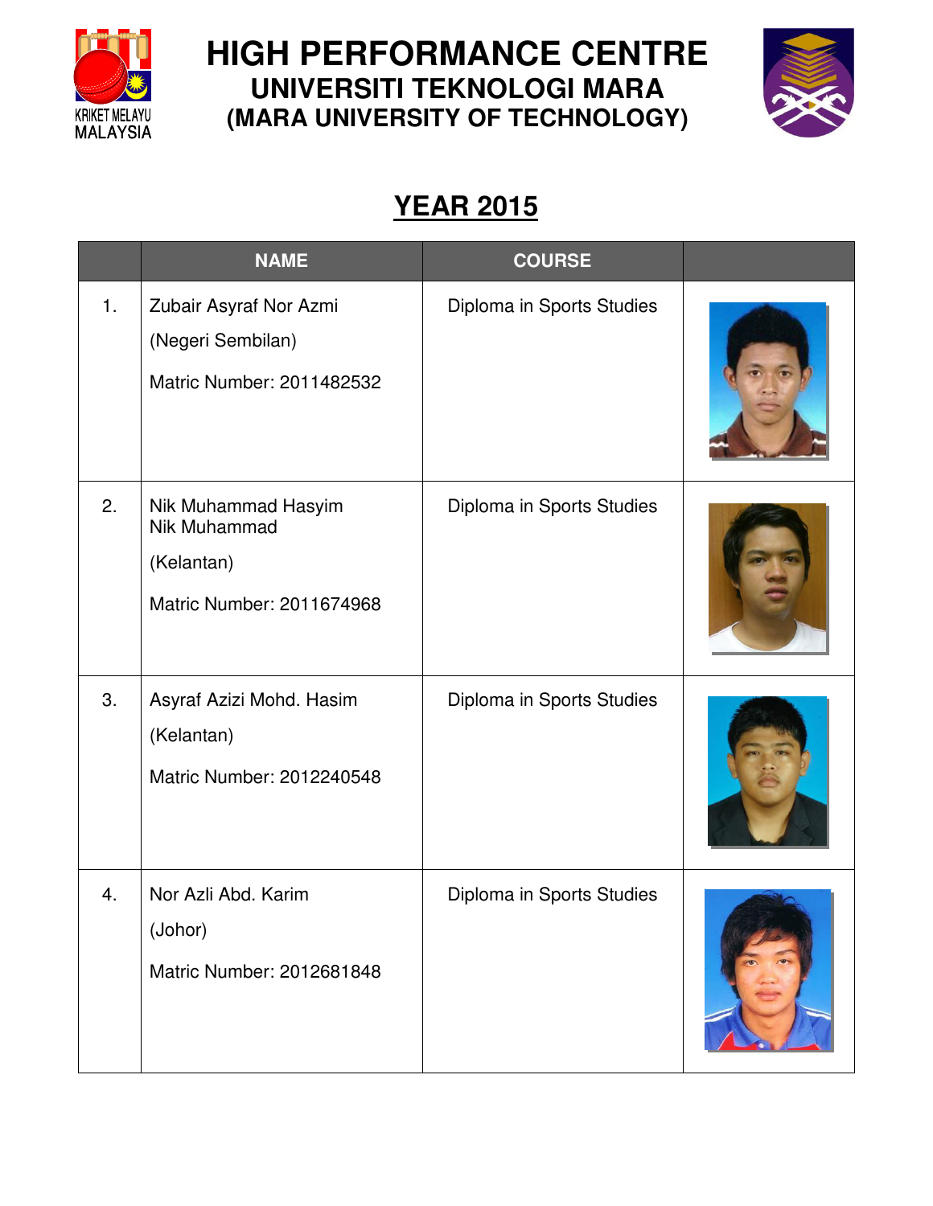# HIGH PERFORMANCE CENTRE
## UNIVERSITI TEKNOLOGI MARA
## (MARA UNIVERSITY OF TECHNOLOGY)

## YEAR 2015

| | NAME | COURSE | |
|---|---|---|---|
| 1. | Zubair Asyraf Nor Azmi<br>(Negeri Sembilan)<br>Matric Number: 2011482532 | Diploma in Sports Studies | |
| 2. | Nik Muhammad Hasyim Nik Muhammad<br>(Kelantan)<br>Matric Number: 2011674968 | Diploma in Sports Studies | |
| 3. | Asyraf Azizi Mohd. Hasim<br>(Kelantan)<br>Matric Number: 2012240548 | Diploma in Sports Studies | |
| 4. | Nor Azli Abd. Karim<br>(Johor)<br>Matric Number: 2012681848 | Diploma in Sports Studies | |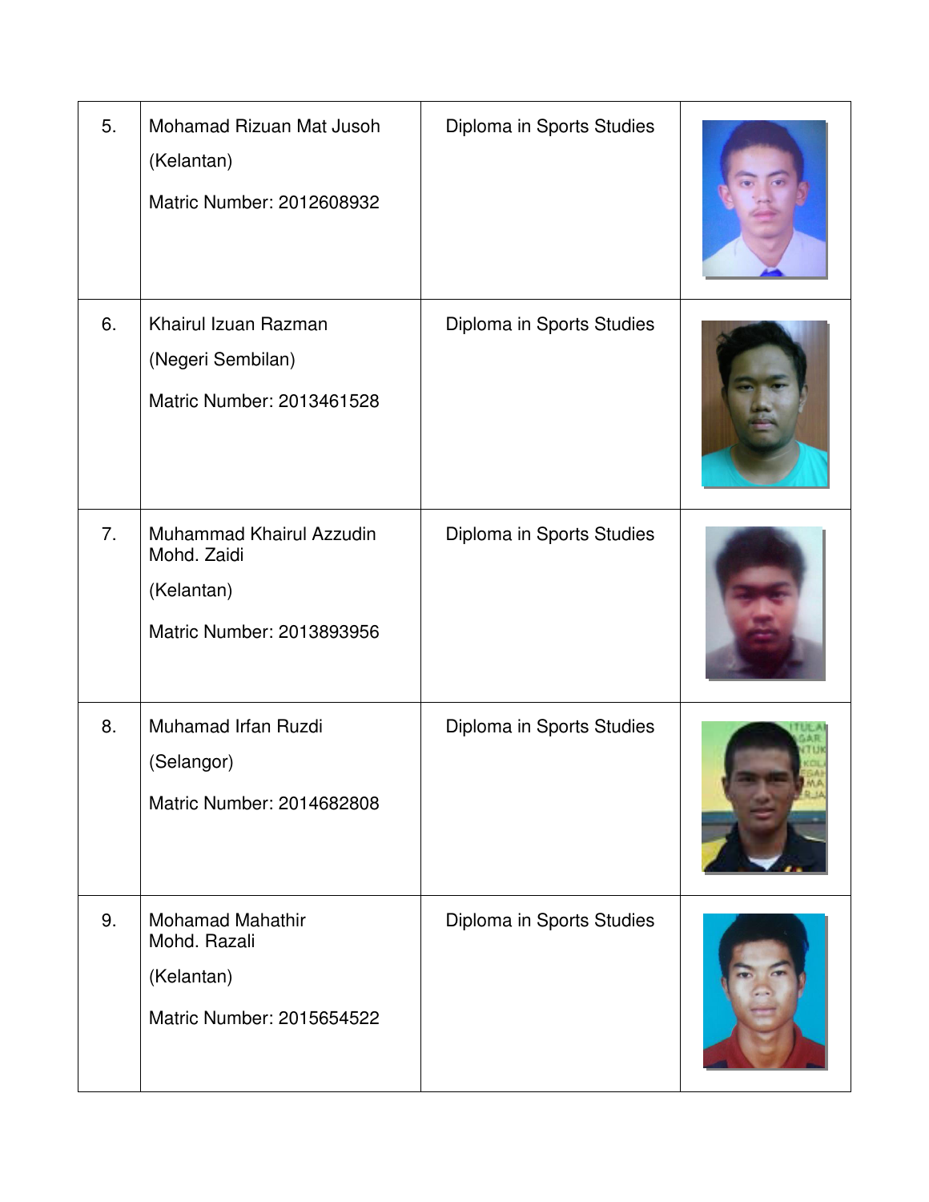| | | | |
|---|---|---|---|
| 5. | Mohamad Rizuan Mat Jusoh<br>(Kelantan)<br>Matric Number: 2012608932 | Diploma in Sports Studies | |
| 6. | Khairul Izuan Razman<br>(Negeri Sembilan)<br>Matric Number: 2013461528 | Diploma in Sports Studies | |
| 7. | Muhammad Khairul Azzudin Mohd. Zaidi<br>(Kelantan)<br>Matric Number: 2013893956 | Diploma in Sports Studies | |
| 8. | Muhamad Irfan Ruzdi<br>(Selangor)<br>Matric Number: 2014682808 | Diploma in Sports Studies | |
| 9. | Mohamad Mahathir Mohd. Razali<br>(Kelantan)<br>Matric Number: 2015654522 | Diploma in Sports Studies | |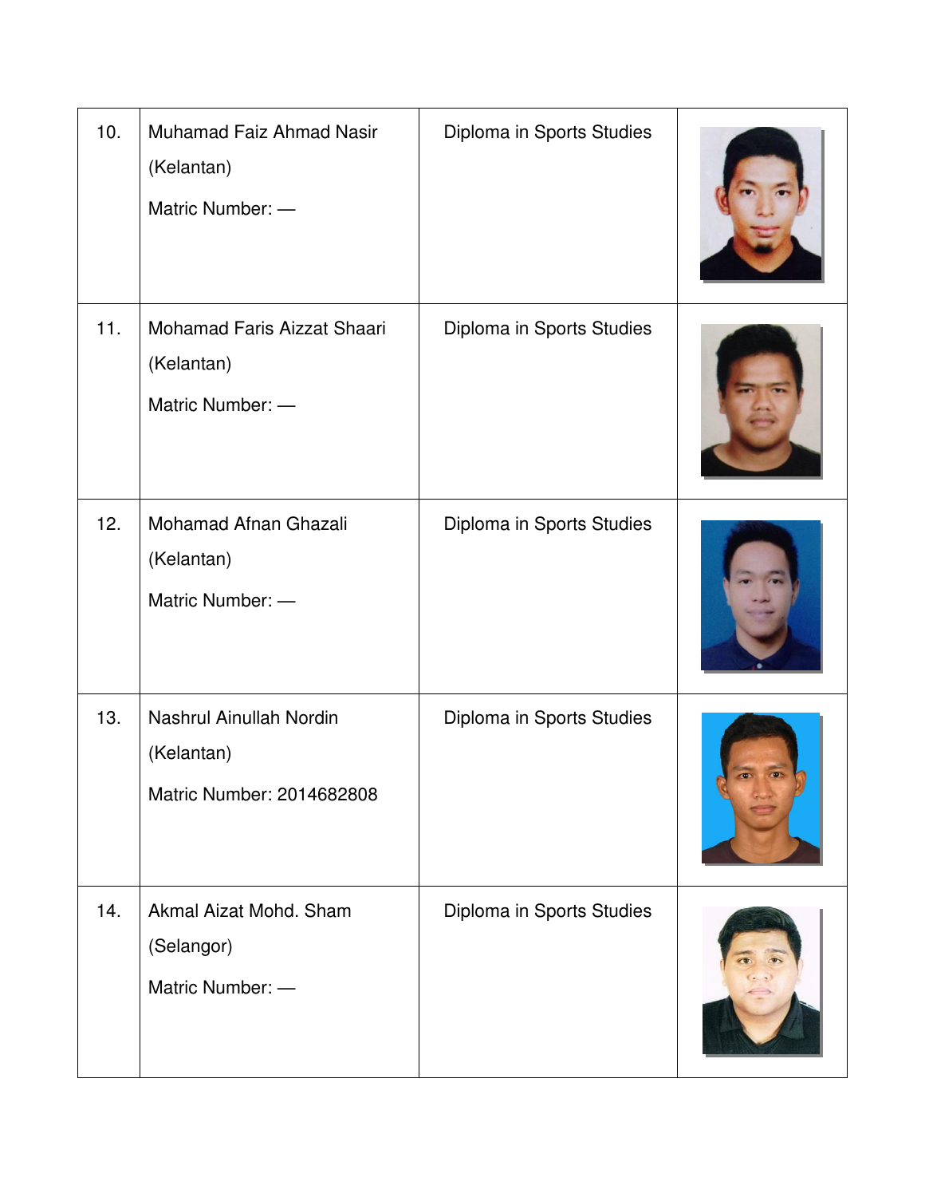| | | | |
|---|---|---|---|
| 10. | Muhamad Faiz Ahmad Nasir<br>(Kelantan)<br>Matric Number: — | Diploma in Sports Studies | |
| 11. | Mohamad Faris Aizzat Shaari<br>(Kelantan)<br>Matric Number: — | Diploma in Sports Studies | |
| 12. | Mohamad Afnan Ghazali<br>(Kelantan)<br>Matric Number: — | Diploma in Sports Studies | |
| 13. | Nashrul Ainullah Nordin<br>(Kelantan)<br>Matric Number: 2014682808 | Diploma in Sports Studies | |
| 14. | Akmal Aizat Mohd. Sham<br>(Selangor)<br>Matric Number: — | Diploma in Sports Studies | |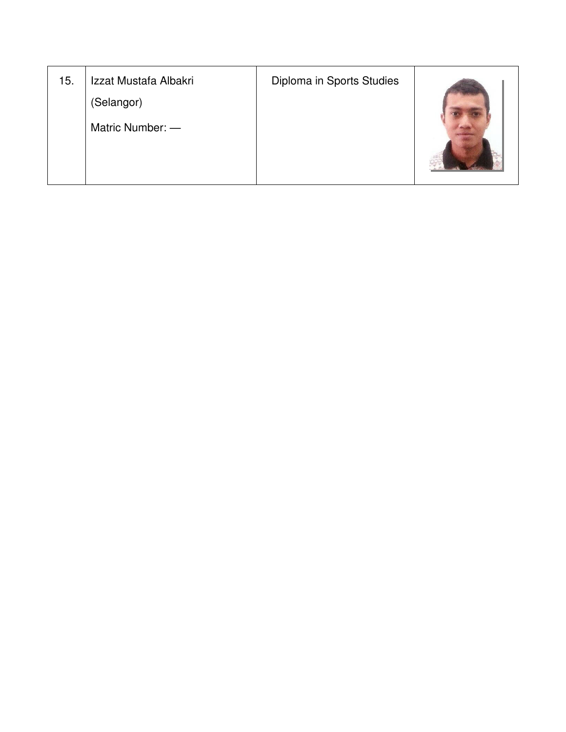| | | | |
|---|---|---|---|
| 15. | Izzat Mustafa Albakri<br>(Selangor)<br>Matric Number: — | Diploma in Sports Studies | |